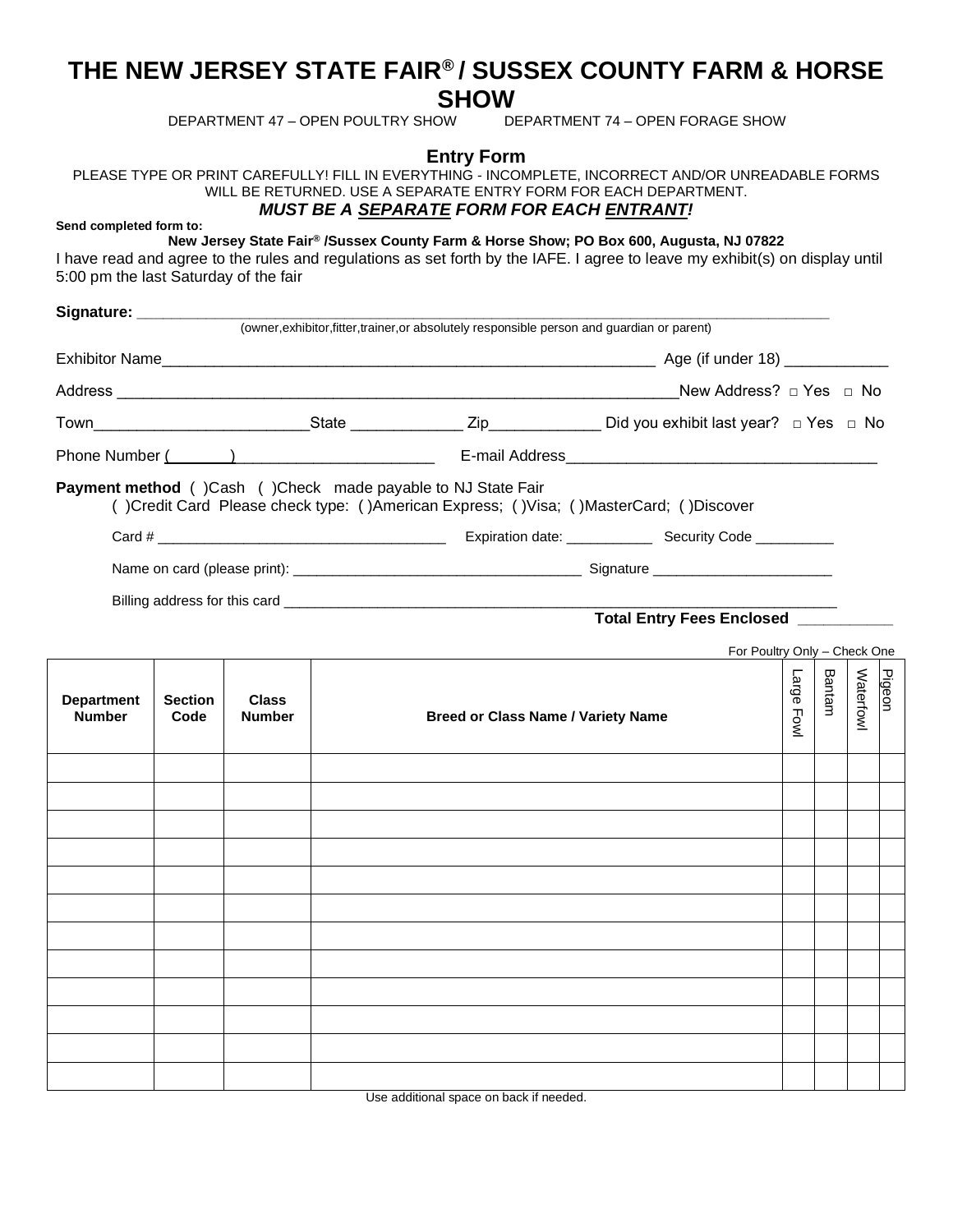# THE NEW JERSEY STATE FAIR® / SUSSEX COUNTY FARM & HORSE SHOW

DEPARTMENT 47 – OPEN POULTRY SHOW    DEPARTMENT 74 – OPEN FORAGE SHOW

## Entry Form

PLEASE TYPE OR PRINT CAREFULLY! FILL IN EVERYTHING - INCOMPLETE, INCORRECT AND/OR UNREADABLE FORMS WILL BE RETURNED. USE A SEPARATE ENTRY FORM FOR EACH DEPARTMENT.

***MUST BE A SEPARATE FORM FOR EACH ENTRANT!***

**Send completed form to:**

**New Jersey State Fair® /Sussex County Farm & Horse Show; PO Box 600, Augusta, NJ 07822**

I have read and agree to the rules and regulations as set forth by the IAFE. I agree to leave my exhibit(s) on display until 5:00 pm the last Saturday of the fair

**Signature:** ____________________________________________

(owner,exhibitor,fitter,trainer,or absolutely responsible person and guardian or parent)

Exhibitor Name____________________________________________ Age (if under 18) ___________

Address ____________________________________________ New Address? □ Yes □ No

Town________________________State ____________ Zip____________ Did you exhibit last year? □ Yes □ No

Phone Number (_______)______________________ E-mail Address__________________________________

**Payment method** ( )Cash ( )Check made payable to NJ State Fair

( )Credit Card Please check type: ( )American Express; ( )Visa; ( )MasterCard; ( )Discover

Card # ___________________________________ Expiration date: ___________ Security Code _________

Name on card (please print): ___________________________________ Signature ______________________

Billing address for this card ____________________________________________

**Total Entry Fees Enclosed __________**

For Poultry Only – Check One

| Department Number | Section Code | Class Number | Breed or Class Name / Variety Name | Large Fowl | Bantam | Waterfowl | Pigeon |
|---|---|---|---|---|---|---|---|
| | | | | | | | |
| | | | | | | | |
| | | | | | | | |
| | | | | | | | |
| | | | | | | | |
| | | | | | | | |
| | | | | | | | |
| | | | | | | | |
| | | | | | | | |
| | | | | | | | |
| | | | | | | | |
| | | | | | | | |

Use additional space on back if needed.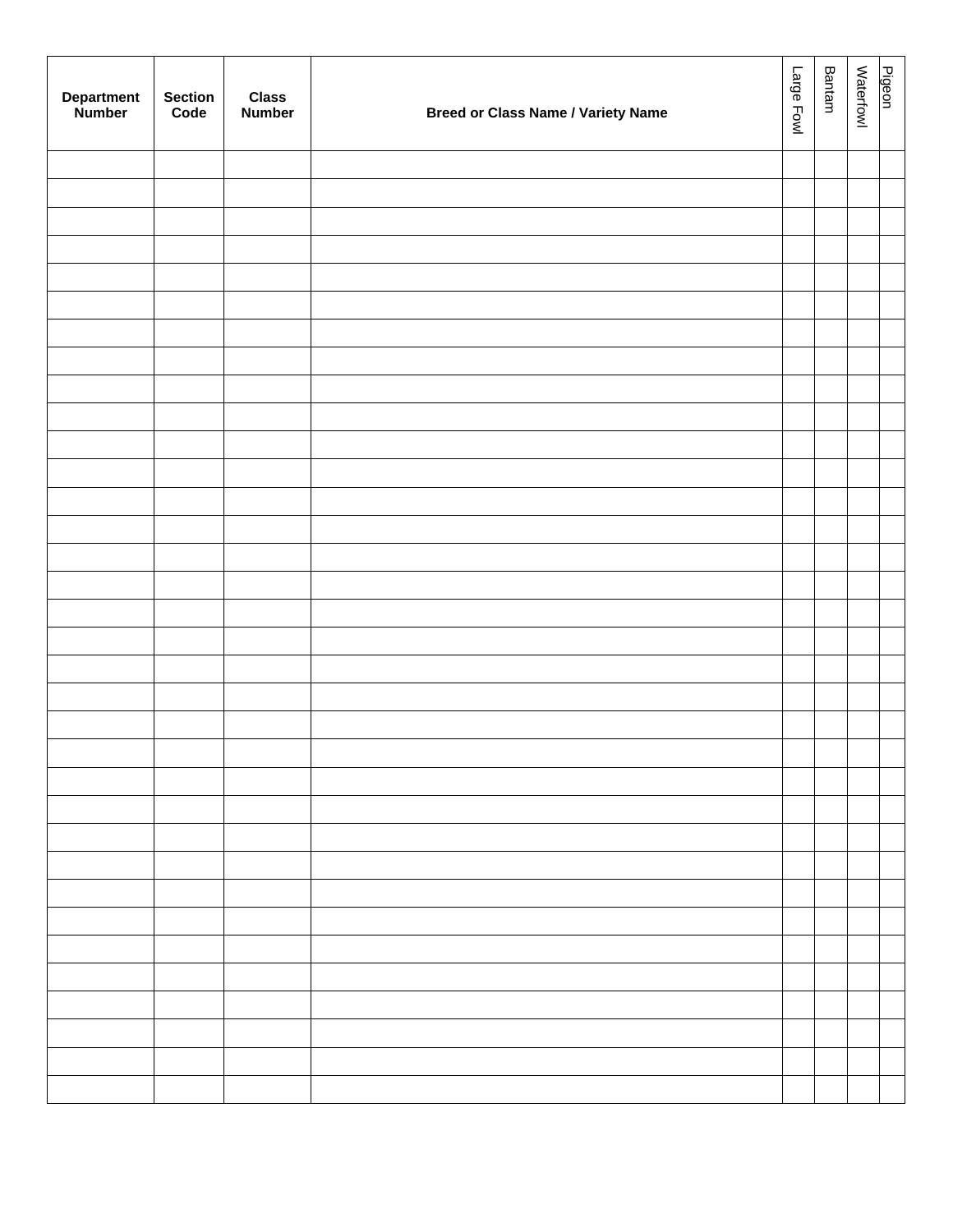| Department Number | Section Code | Class Number | Breed or Class Name / Variety Name | Large Fowl | Bantam | Waterfowl | Pigeon |
| --- | --- | --- | --- | --- | --- | --- | --- |
| | | | | | | | |
| | | | | | | | |
| | | | | | | | |
| | | | | | | | |
| | | | | | | | |
| | | | | | | | |
| | | | | | | | |
| | | | | | | | |
| | | | | | | | |
| | | | | | | | |
| | | | | | | | |
| | | | | | | | |
| | | | | | | | |
| | | | | | | | |
| | | | | | | | |
| | | | | | | | |
| | | | | | | | |
| | | | | | | | |
| | | | | | | | |
| | | | | | | | |
| | | | | | | | |
| | | | | | | | |
| | | | | | | | |
| | | | | | | | |
| | | | | | | | |
| | | | | | | | |
| | | | | | | | |
| | | | | | | | |
| | | | | | | | |
| | | | | | | | |
| | | | | | | | |
| | | | | | | | |
| | | | | | | | |
| | | | | | | | |
| | | | | | | | |